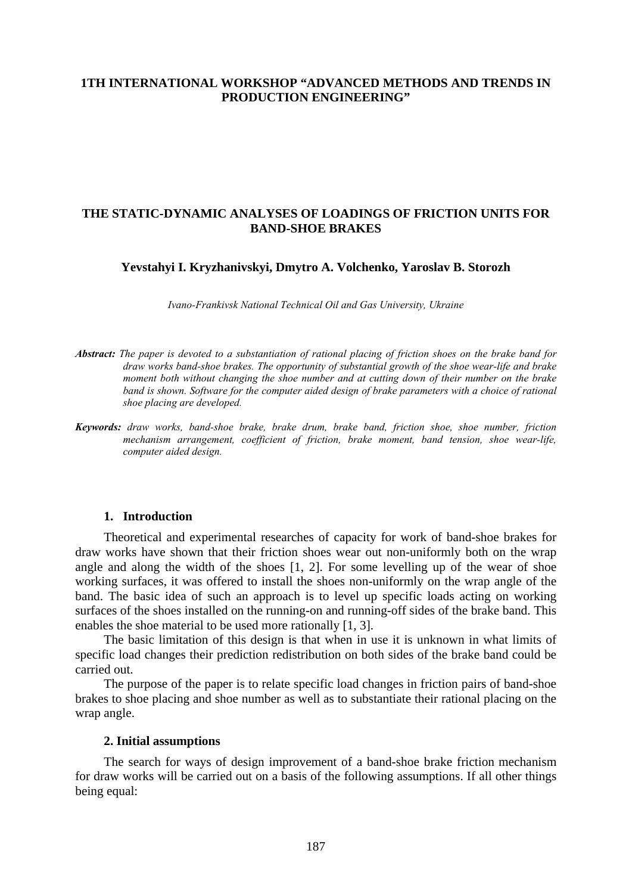**1TH INTERNATIONAL WORKSHOP "ADVANCED METHODS AND TRENDS IN PRODUCTION ENGINEERING"**

# THE STATIC-DYNAMIC ANALYSES OF LOADINGS OF FRICTION UNITS FOR BAND-SHOE BRAKES

**Yevstahyi I. Kryzhanivskyi, Dmytro A. Volchenko, Yaroslav B. Storozh**

*Ivano-Frankivsk National Technical Oil and Gas University, Ukraine*

***Abstract:*** *The paper is devoted to a substantiation of rational placing of friction shoes on the brake band for draw works band-shoe brakes. The opportunity of substantial growth of the shoe wear-life and brake moment both without changing the shoe number and at cutting down of their number on the brake band is shown. Software for the computer aided design of brake parameters with a choice of rational shoe placing are developed.*

***Keywords:*** *draw works, band-shoe brake, brake drum, brake band, friction shoe, shoe number, friction mechanism arrangement, coefficient of friction, brake moment, band tension, shoe wear-life, computer aided design.*

## 1. Introduction

Theoretical and experimental researches of capacity for work of band-shoe brakes for draw works have shown that their friction shoes wear out non-uniformly both on the wrap angle and along the width of the shoes [1, 2]. For some levelling up of the wear of shoe working surfaces, it was offered to install the shoes non-uniformly on the wrap angle of the band. The basic idea of such an approach is to level up specific loads acting on working surfaces of the shoes installed on the running-on and running-off sides of the brake band. This enables the shoe material to be used more rationally [1, 3].

The basic limitation of this design is that when in use it is unknown in what limits of specific load changes their prediction redistribution on both sides of the brake band could be carried out.

The purpose of the paper is to relate specific load changes in friction pairs of band-shoe brakes to shoe placing and shoe number as well as to substantiate their rational placing on the wrap angle.

## 2. Initial assumptions

The search for ways of design improvement of a band-shoe brake friction mechanism for draw works will be carried out on a basis of the following assumptions. If all other things being equal: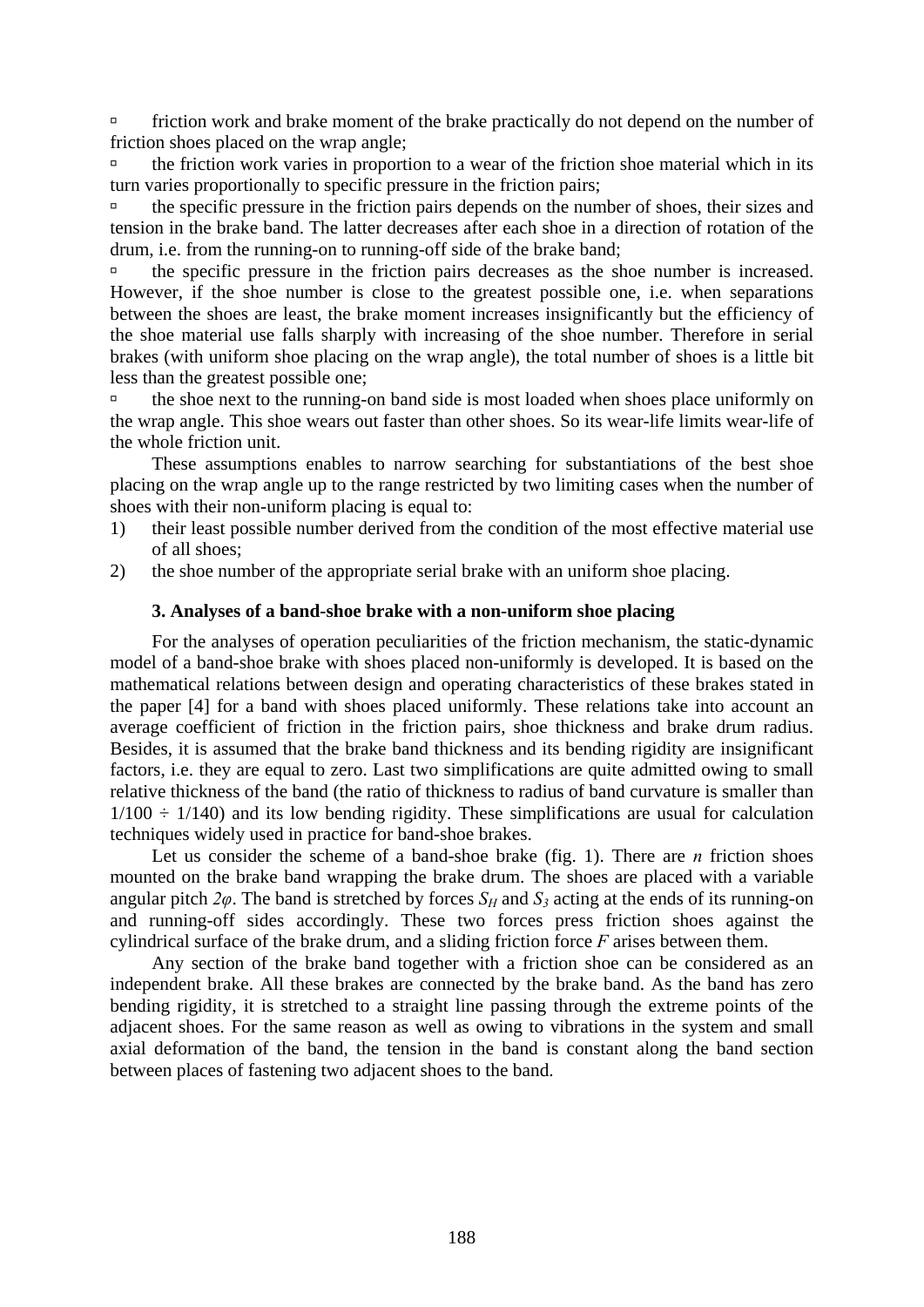- friction work and brake moment of the brake practically do not depend on the number of friction shoes placed on the wrap angle;
- the friction work varies in proportion to a wear of the friction shoe material which in its turn varies proportionally to specific pressure in the friction pairs;
- the specific pressure in the friction pairs depends on the number of shoes, their sizes and tension in the brake band. The latter decreases after each shoe in a direction of rotation of the drum, i.e. from the running-on to running-off side of the brake band;
- the specific pressure in the friction pairs decreases as the shoe number is increased. However, if the shoe number is close to the greatest possible one, i.e. when separations between the shoes are least, the brake moment increases insignificantly but the efficiency of the shoe material use falls sharply with increasing of the shoe number. Therefore in serial brakes (with uniform shoe placing on the wrap angle), the total number of shoes is a little bit less than the greatest possible one;
- the shoe next to the running-on band side is most loaded when shoes place uniformly on the wrap angle. This shoe wears out faster than other shoes. So its wear-life limits wear-life of the whole friction unit.

These assumptions enables to narrow searching for substantiations of the best shoe placing on the wrap angle up to the range restricted by two limiting cases when the number of shoes with their non-uniform placing is equal to:

1) their least possible number derived from the condition of the most effective material use of all shoes;
2) the shoe number of the appropriate serial brake with an uniform shoe placing.

### 3. Analyses of a band-shoe brake with a non-uniform shoe placing

For the analyses of operation peculiarities of the friction mechanism, the static-dynamic model of a band-shoe brake with shoes placed non-uniformly is developed. It is based on the mathematical relations between design and operating characteristics of these brakes stated in the paper [4] for a band with shoes placed uniformly. These relations take into account an average coefficient of friction in the friction pairs, shoe thickness and brake drum radius. Besides, it is assumed that the brake band thickness and its bending rigidity are insignificant factors, i.e. they are equal to zero. Last two simplifications are quite admitted owing to small relative thickness of the band (the ratio of thickness to radius of band curvature is smaller than $1/100 \div 1/140$) and its low bending rigidity. These simplifications are usual for calculation techniques widely used in practice for band-shoe brakes.

Let us consider the scheme of a band-shoe brake (fig. 1). There are $n$ friction shoes mounted on the brake band wrapping the brake drum. The shoes are placed with a variable angular pitch $2\varphi$. The band is stretched by forces $S_H$ and $S_З$ acting at the ends of its running-on and running-off sides accordingly. These two forces press friction shoes against the cylindrical surface of the brake drum, and a sliding friction force $F$ arises between them.

Any section of the brake band together with a friction shoe can be considered as an independent brake. All these brakes are connected by the brake band. As the band has zero bending rigidity, it is stretched to a straight line passing through the extreme points of the adjacent shoes. For the same reason as well as owing to vibrations in the system and small axial deformation of the band, the tension in the band is constant along the band section between places of fastening two adjacent shoes to the band.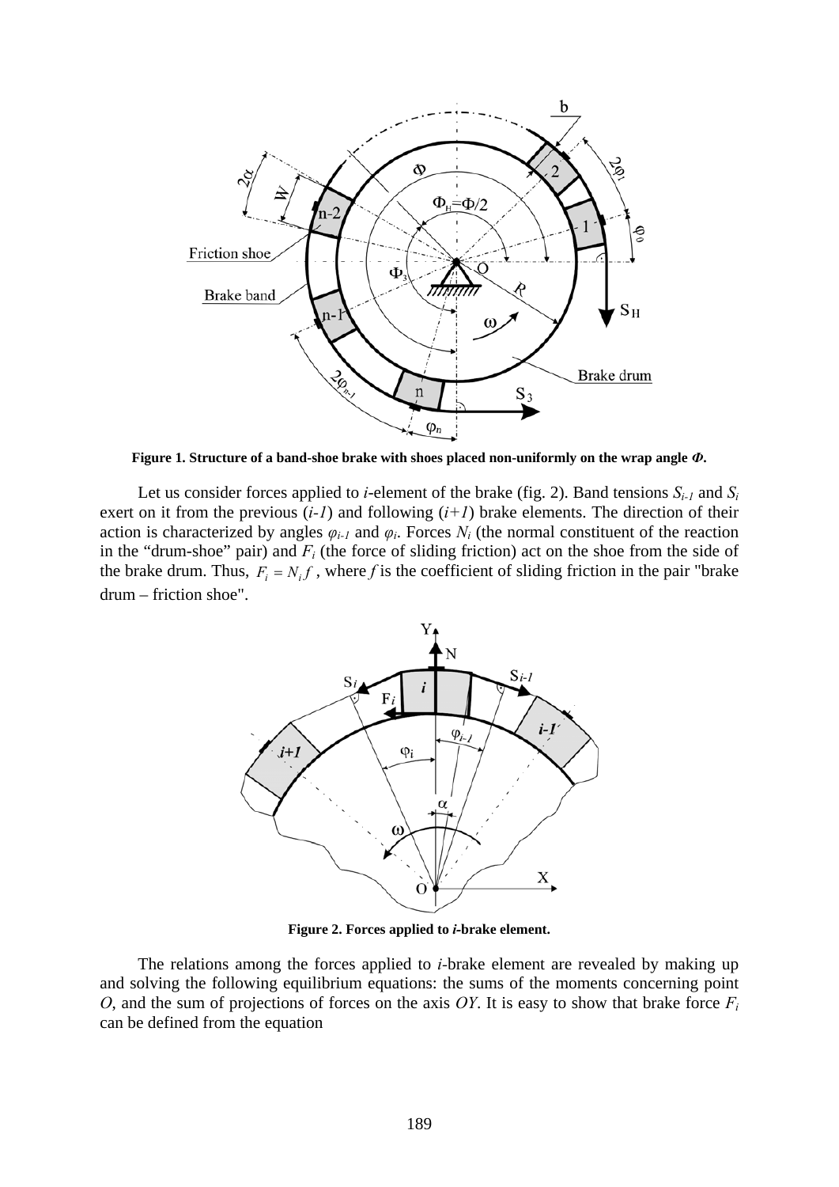Figure 1. Structure of a band-shoe brake with shoes placed non-uniformly on the wrap angle $\Phi$.

Let us consider forces applied to $i$-element of the brake (fig. 2). Band tensions $S_{i-1}$ and $S_i$ exert on it from the previous ($i-1$) and following ($i+1$) brake elements. The direction of their action is characterized by angles $\varphi_{i-1}$ and $\varphi_i$. Forces $N_i$ (the normal constituent of the reaction in the "drum-shoe" pair) and $F_i$ (the force of sliding friction) act on the shoe from the side of the brake drum. Thus, $F_i = N_i f$, where $f$ is the coefficient of sliding friction in the pair "brake drum – friction shoe".

Figure 2. Forces applied to $i$-brake element.

The relations among the forces applied to $i$-brake element are revealed by making up and solving the following equilibrium equations: the sums of the moments concerning point $O$, and the sum of projections of forces on the axis $OY$. It is easy to show that brake force $F_i$ can be defined from the equation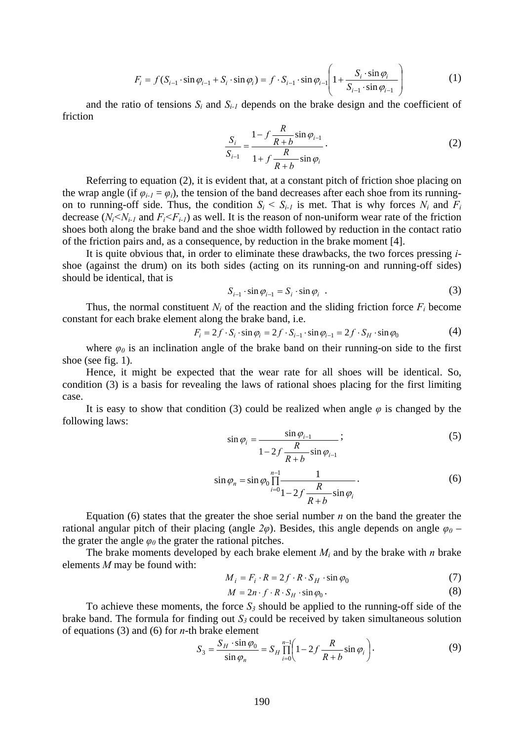$$F_i = f(S_{i-1} \cdot \sin\varphi_{i-1} + S_i \cdot \sin\varphi_i) = f \cdot S_{i-1} \cdot \sin\varphi_{i-1}\left(1 + \frac{S_i \cdot \sin\varphi_i}{S_{i-1} \cdot \sin\varphi_{i-1}}\right) \tag{1}$$

and the ratio of tensions $S_i$ and $S_{i-1}$ depends on the brake design and the coefficient of friction

$$\frac{S_i}{S_{i-1}} = \frac{1 - f\dfrac{R}{R+b}\sin\varphi_{i-1}}{1 + f\dfrac{R}{R+b}\sin\varphi_i}. \tag{2}$$

Referring to equation (2), it is evident that, at a constant pitch of friction shoe placing on the wrap angle (if $\varphi_{i-1} = \varphi_i$), the tension of the band decreases after each shoe from its running-on to running-off side. Thus, the condition $S_i < S_{i-1}$ is met. That is why forces $N_i$ and $F_i$ decrease ($N_i < N_{i-1}$ and $F_i < F_{i-1}$) as well. It is the reason of non-uniform wear rate of the friction shoes both along the brake band and the shoe width followed by reduction in the contact ratio of the friction pairs and, as a consequence, by reduction in the brake moment [4].

It is quite obvious that, in order to eliminate these drawbacks, the two forces pressing ***i***-shoe (against the drum) on its both sides (acting on its running-on and running-off sides) should be identical, that is

$$S_{i-1} \cdot \sin\varphi_{i-1} = S_i \cdot \sin\varphi_i \; . \tag{3}$$

Thus, the normal constituent $N_i$ of the reaction and the sliding friction force $F_i$ become constant for each brake element along the brake band, i.e.

$$F_i = 2f \cdot S_i \cdot \sin\varphi_i = 2f \cdot S_{i-1} \cdot \sin\varphi_{i-1} = 2f \cdot S_H \cdot \sin\varphi_0 \tag{4}$$

where $\varphi_0$ is an inclination angle of the brake band on their running-on side to the first shoe (see fig. 1).

Hence, it might be expected that the wear rate for all shoes will be identical. So, condition (3) is a basis for revealing the laws of rational shoes placing for the first limiting case.

It is easy to show that condition (3) could be realized when angle $\varphi$ is changed by the following laws:

$$\sin\varphi_i = \frac{\sin\varphi_{i-1}}{1 - 2f\dfrac{R}{R+b}\sin\varphi_{i-1}}; \tag{5}$$

$$\sin\varphi_n = \sin\varphi_0 \prod_{i=0}^{n-1} \frac{1}{1 - 2f\dfrac{R}{R+b}\sin\varphi_i}. \tag{6}$$

Equation (6) states that the greater the shoe serial number $n$ on the band the greater the rational angular pitch of their placing (angle $2\varphi$). Besides, this angle depends on angle $\varphi_0$ – the grater the angle $\varphi_0$ the grater the rational pitches.

The brake moments developed by each brake element $M_i$ and by the brake with $n$ brake elements $M$ may be found with:

$$M_i = F_i \cdot R = 2f \cdot R \cdot S_H \cdot \sin\varphi_0 \tag{7}$$

$$M = 2n \cdot f \cdot R \cdot S_H \cdot \sin\varphi_0 . \tag{8}$$

To achieve these moments, the force $S_3$ should be applied to the running-off side of the brake band. The formula for finding out $S_3$ could be received by taken simultaneous solution of equations (3) and (6) for $n$-th brake element

$$S_3 = \frac{S_H \cdot \sin\varphi_0}{\sin\varphi_n} = S_H \prod_{i=0}^{n-1}\left(1 - 2f\frac{R}{R+b}\sin\varphi_i\right). \tag{9}$$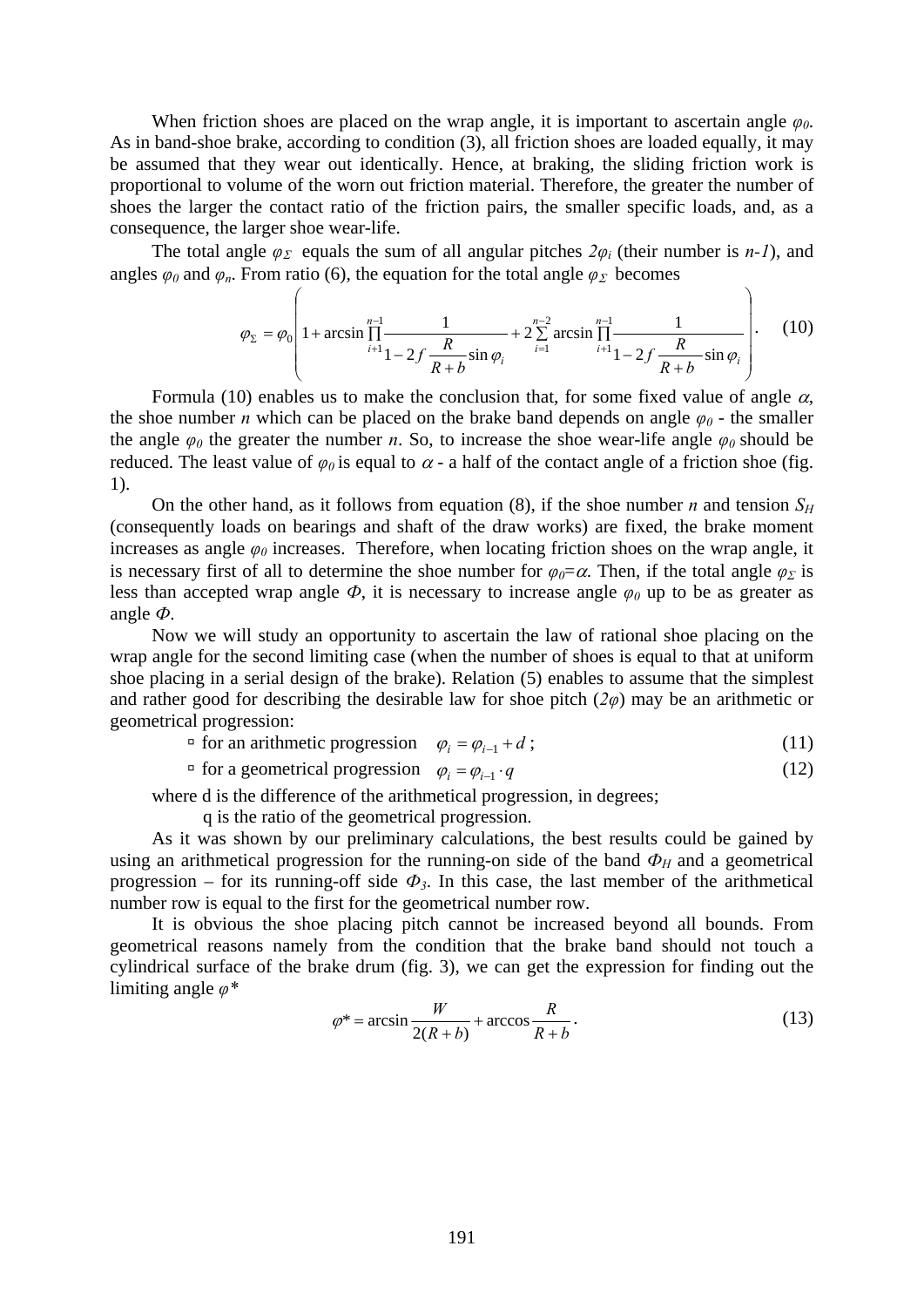When friction shoes are placed on the wrap angle, it is important to ascertain angle $\varphi_0$. As in band-shoe brake, according to condition (3), all friction shoes are loaded equally, it may be assumed that they wear out identically. Hence, at braking, the sliding friction work is proportional to volume of the worn out friction material. Therefore, the greater the number of shoes the larger the contact ratio of the friction pairs, the smaller specific loads, and, as a consequence, the larger shoe wear-life.

The total angle $\varphi_\Sigma$ equals the sum of all angular pitches $2\varphi_i$ (their number is $n-1$), and angles $\varphi_0$ and $\varphi_n$. From ratio (6), the equation for the total angle $\varphi_\Sigma$ becomes

$$\varphi_\Sigma = \varphi_0 \left( 1 + \arcsin \prod_{i+1}^{n-1} \frac{1}{1 - 2f\dfrac{R}{R+b}\sin\varphi_i} + 2\sum_{i=1}^{n-2} \arcsin \prod_{i+1}^{n-1} \frac{1}{1 - 2f\dfrac{R}{R+b}\sin\varphi_i} \right). \quad (10)$$

Formula (10) enables us to make the conclusion that, for some fixed value of angle $\alpha$, the shoe number $n$ which can be placed on the brake band depends on angle $\varphi_0$ - the smaller the angle $\varphi_0$ the greater the number $n$. So, to increase the shoe wear-life angle $\varphi_0$ should be reduced. The least value of $\varphi_0$ is equal to $\alpha$ - a half of the contact angle of a friction shoe (fig. 1).

On the other hand, as it follows from equation (8), if the shoe number $n$ and tension $S_H$ (consequently loads on bearings and shaft of the draw works) are fixed, the brake moment increases as angle $\varphi_0$ increases. Therefore, when locating friction shoes on the wrap angle, it is necessary first of all to determine the shoe number for $\varphi_0=\alpha$. Then, if the total angle $\varphi_\Sigma$ is less than accepted wrap angle $\Phi$, it is necessary to increase angle $\varphi_0$ up to be as greater as angle $\Phi$.

Now we will study an opportunity to ascertain the law of rational shoe placing on the wrap angle for the second limiting case (when the number of shoes is equal to that at uniform shoe placing in a serial design of the brake). Relation (5) enables to assume that the simplest and rather good for describing the desirable law for shoe pitch ($2\varphi$) may be an arithmetic or geometrical progression:

- for an arithmetic progression $\quad \varphi_i = \varphi_{i-1} + d$; $\quad$ (11)
- for a geometrical progression $\quad \varphi_i = \varphi_{i-1} \cdot q$ $\quad$ (12)

where d is the difference of the arithmetical progression, in degrees;
q is the ratio of the geometrical progression.

As it was shown by our preliminary calculations, the best results could be gained by using an arithmetical progression for the running-on side of the band $\Phi_H$ and a geometrical progression – for its running-off side $\Phi_3$. In this case, the last member of the arithmetical number row is equal to the first for the geometrical number row.

It is obvious the shoe placing pitch cannot be increased beyond all bounds. From geometrical reasons namely from the condition that the brake band should not touch a cylindrical surface of the brake drum (fig. 3), we can get the expression for finding out the limiting angle $\varphi^*$

$$\varphi^* = \arcsin\frac{W}{2(R+b)} + \arccos\frac{R}{R+b}. \quad (13)$$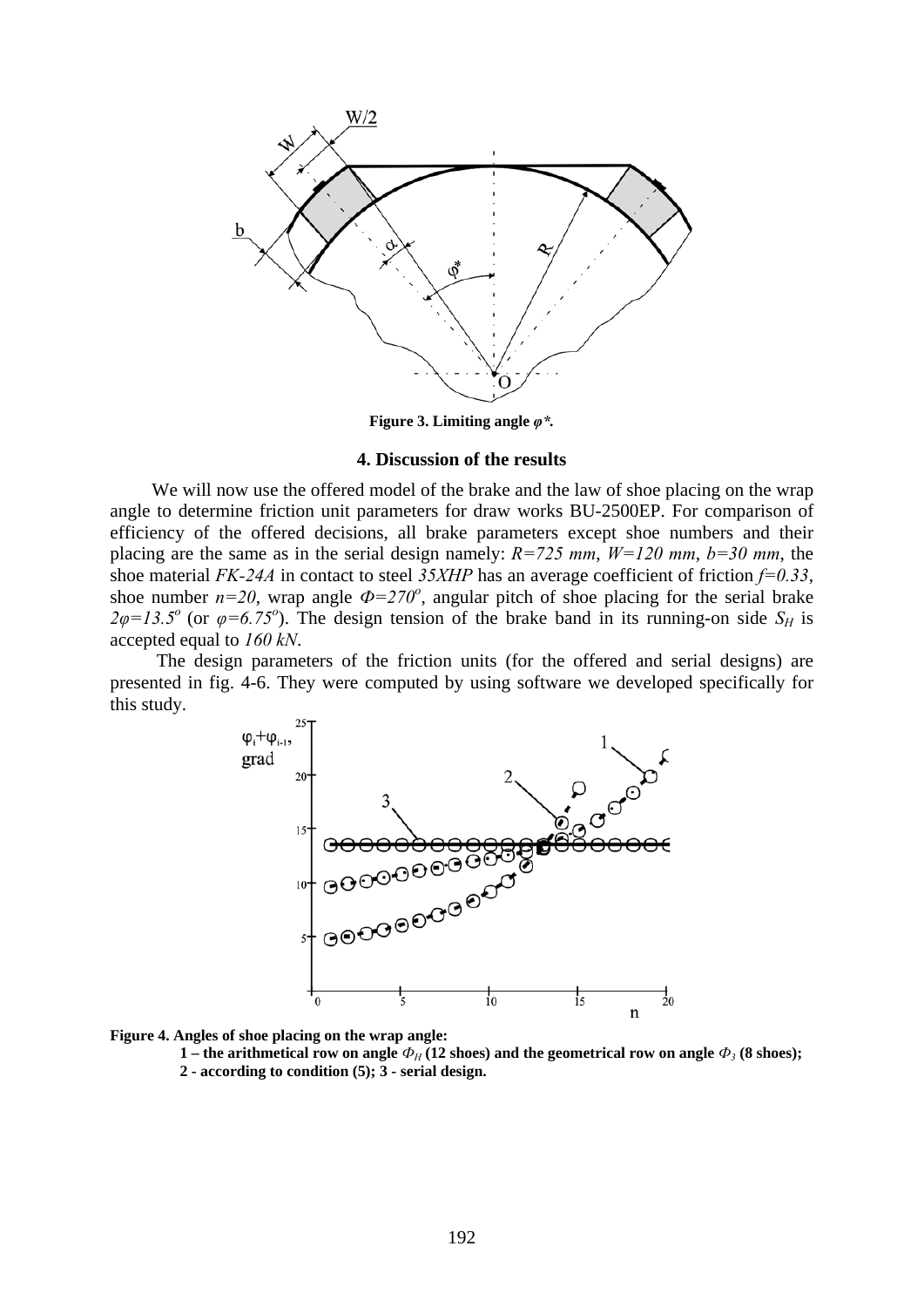W/2

W

b

α

φ*

R

O

**Figure 3. Limiting angle *φ\*.***

### 4. Discussion of the results

We will now use the offered model of the brake and the law of shoe placing on the wrap angle to determine friction unit parameters for draw works BU-2500EP. For comparison of efficiency of the offered decisions, all brake parameters except shoe numbers and their placing are the same as in the serial design namely: $R=725$ *mm*, $W=120$ *mm*, $b=30$ *mm*, the shoe material *FK-24A* in contact to steel *35XHP* has an average coefficient of friction $f=0.33$, shoe number $n=20$, wrap angle $\Phi=270^o$, angular pitch of shoe placing for the serial brake $2\varphi=13.5^o$ (or $\varphi=6.75^o$). The design tension of the brake band in its running-on side $S_H$ is accepted equal to *160 kN*.

The design parameters of the friction units (for the offered and serial designs) are presented in fig. 4-6. They were computed by using software we developed specifically for this study.

$\varphi_i+\varphi_{i-1}$, grad

25

20

15

10

5

0 5 10 15 20

n

1

2

3

**Figure 4. Angles of shoe placing on the wrap angle:**

**1 – the arithmetical row on angle $\Phi_H$ (12 shoes) and the geometrical row on angle $\Phi_3$ (8 shoes);**

**2 - according to condition (5); 3 - serial design.**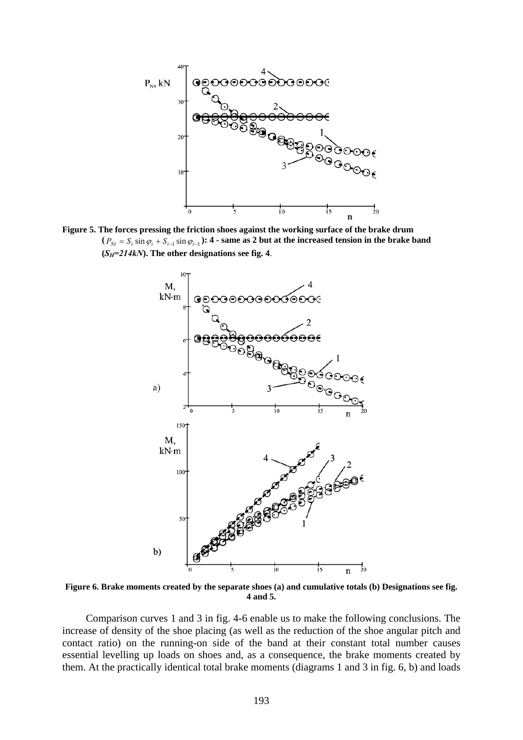$P_N$, kN

40

30

20

10

0 5 10 15 20

n

4

2

1

3

**Figure 5. The forces pressing the friction shoes against the working surface of the brake drum ($P_{Ni} = S_i \sin\varphi_i + S_{i-1} \sin\varphi_{i-1}$): 4 - same as 2 but at the increased tension in the brake band (*$S_H$=214kN*). The other designations see fig. 4**.

M, kN·m

10

8

6

4

2

0 5 10 15 20

n

4

2

1

3

a)

M, kN·m

150

100

50

0 5 10 15 20

n

4

3

2

1

b)

**Figure 6. Brake moments created by the separate shoes (a) and cumulative totals (b) Designations see fig. 4 and 5.**

Comparison curves 1 and 3 in fig. 4-6 enable us to make the following conclusions. The increase of density of the shoe placing (as well as the reduction of the shoe angular pitch and contact ratio) on the running-on side of the band at their constant total number causes essential levelling up loads on shoes and, as a consequence, the brake moments created by them. At the practically identical total brake moments (diagrams 1 and 3 in fig. 6, b) and loads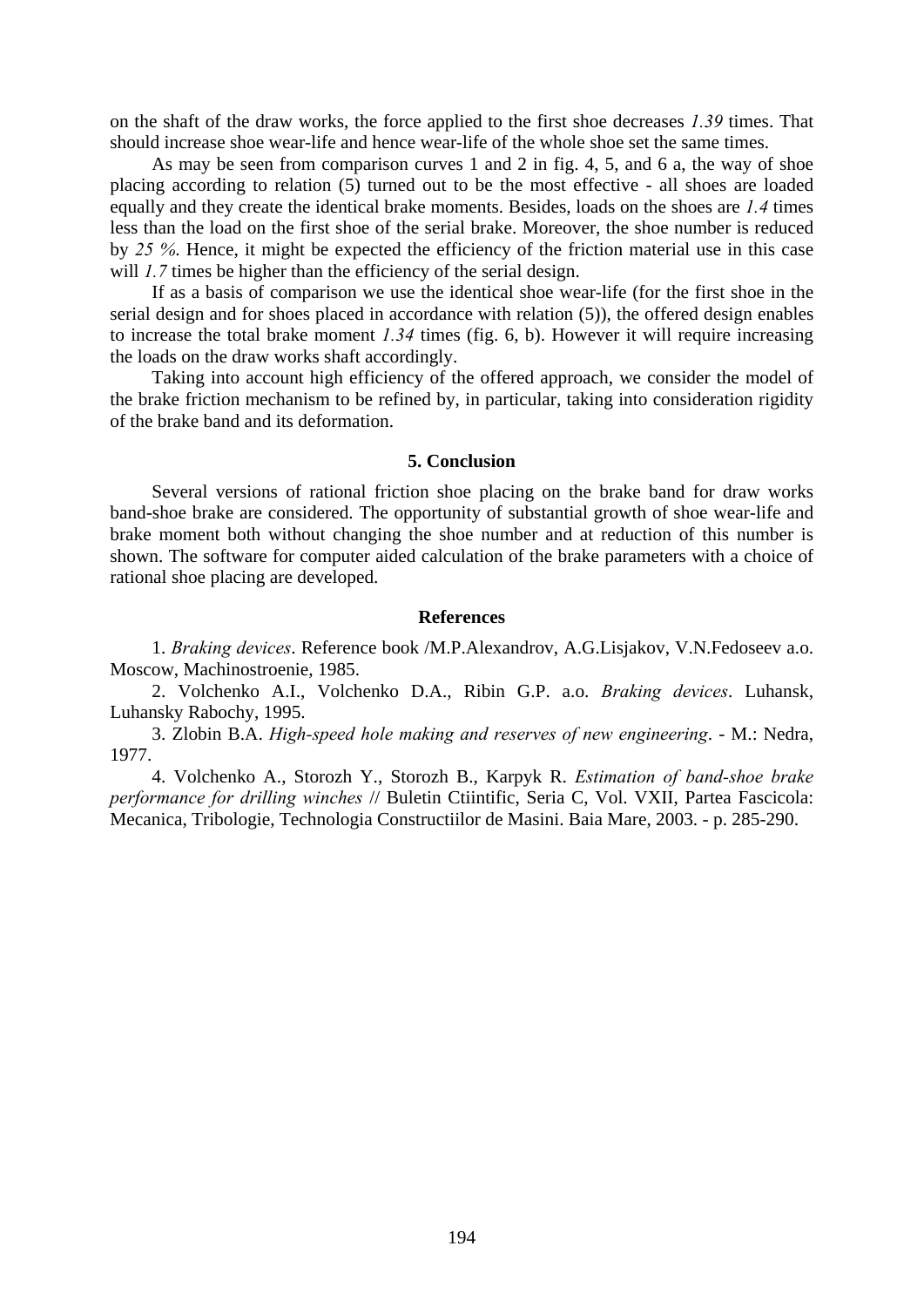on the shaft of the draw works, the force applied to the first shoe decreases *1.39* times. That should increase shoe wear-life and hence wear-life of the whole shoe set the same times.

As may be seen from comparison curves 1 and 2 in fig. 4, 5, and 6 a, the way of shoe placing according to relation (5) turned out to be the most effective - all shoes are loaded equally and they create the identical brake moments. Besides, loads on the shoes are *1.4* times less than the load on the first shoe of the serial brake. Moreover, the shoe number is reduced by *25 %*. Hence, it might be expected the efficiency of the friction material use in this case will *1.7* times be higher than the efficiency of the serial design.

If as a basis of comparison we use the identical shoe wear-life (for the first shoe in the serial design and for shoes placed in accordance with relation (5)), the offered design enables to increase the total brake moment *1.34* times (fig. 6, b). However it will require increasing the loads on the draw works shaft accordingly.

Taking into account high efficiency of the offered approach, we consider the model of the brake friction mechanism to be refined by, in particular, taking into consideration rigidity of the brake band and its deformation.

## 5. Conclusion

Several versions of rational friction shoe placing on the brake band for draw works band-shoe brake are considered. The opportunity of substantial growth of shoe wear-life and brake moment both without changing the shoe number and at reduction of this number is shown. The software for computer aided calculation of the brake parameters with a choice of rational shoe placing are developed.

## References

1. *Braking devices*. Reference book /M.P.Alexandrov, A.G.Lisjakov, V.N.Fedoseev a.o. Moscow, Machinostroenie, 1985.

2. Volchenko A.I., Volchenko D.A., Ribin G.P. a.o. *Braking devices*. Luhansk, Luhansky Rabochy, 1995.

3. Zlobin B.A. *High-speed hole making and reserves of new engineering*. - M.: Nedra, 1977.

4. Volchenko A., Storozh Y., Storozh B., Karpyk R. *Estimation of band-shoe brake performance for drilling winches* // Buletin Ctiintific, Seria C, Vol. VXII, Partea Fascicola: Mecanica, Tribologie, Technologia Constructiilor de Masini. Baia Mare, 2003. - p. 285-290.